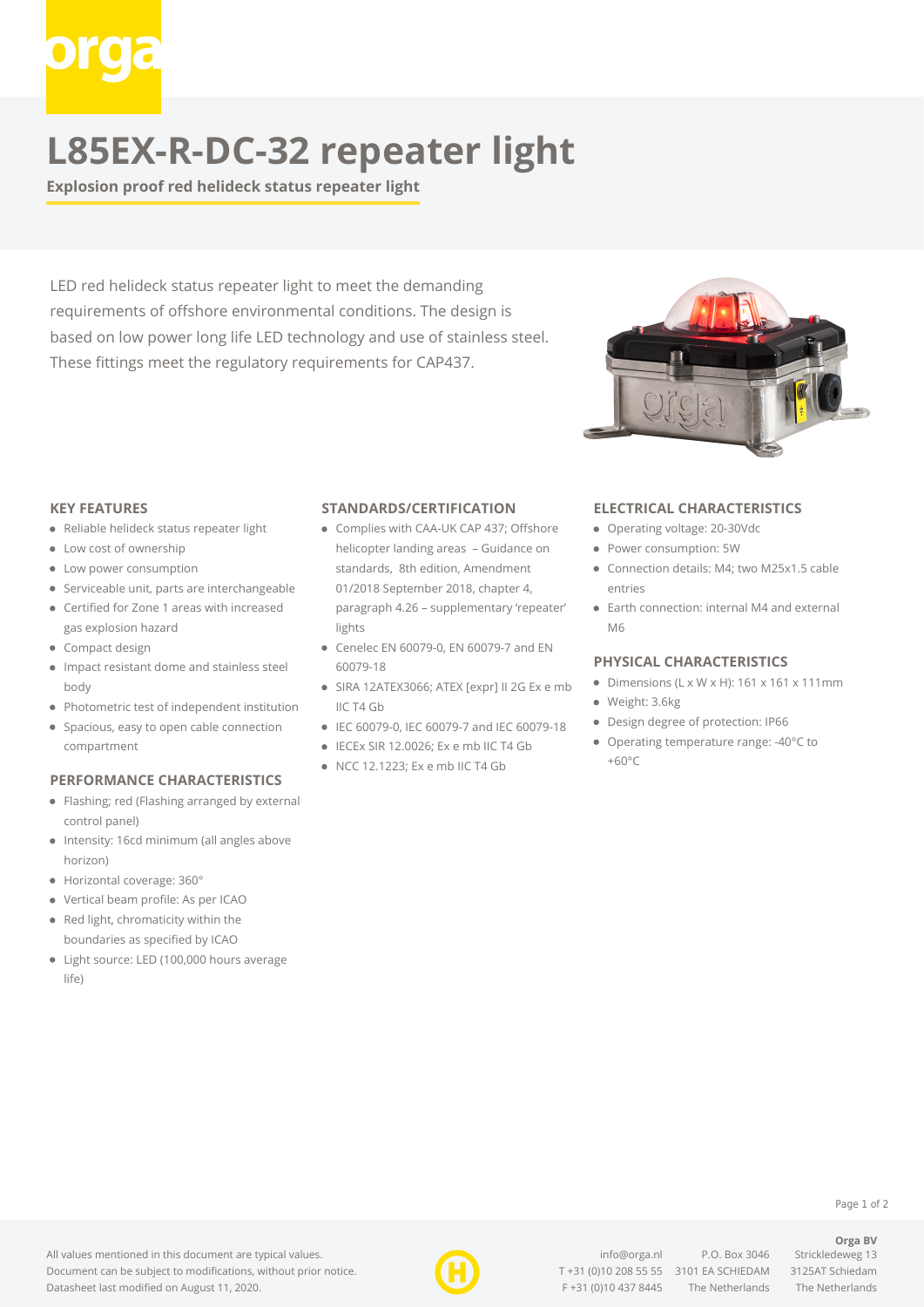# L85EX-R-DC-32 repeater light

**Explosion proof red helideck status repeater light**

LED red helideck status repeater light to meet the demanding requirements of offshore environmental conditions. The design is based on low power long life LED technology and use of stainless steel. These fittings meet the regulatory requirements for CAP437.

## KEY FEATURES

- Reliable helideck status repeater light
- Low cost of ownership
- Low power consumption
- Serviceable unit, parts are interchangeable
- Certified for Zone 1 areas with increased gas explosion hazard
- Compact design
- Impact resistant dome and stainless steel body
- Photometric test of independent institution
- Spacious, easy to open cable connection compartment

## PERFORMANCE CHARACTERISTICS

- Flashing; red (Flashing arranged by external control panel)
- Intensity: 16cd minimum (all angles above horizon)
- Horizontal coverage: 360°
- Vertical beam profile: As per ICAO
- Red light, chromaticity within the boundaries as specified by ICAO
- Light source: LED (100,000 hours average life)

## STANDARDS/CERTIFICATION

- Complies with CAA-UK CAP 437; Offshore helicopter landing areas – Guidance on standards, 8th edition, Amendment 01/2018 September 2018, chapter 4, paragraph 4.26 – supplementary 'repeater' lights
- Cenelec EN 60079-0, EN 60079-7 and EN 60079-18
- SIRA 12ATEX3066; ATEX [expr] II 2G Ex e mb IIC T4 Gb
- IEC 60079-0, IEC 60079-7 and IEC 60079-18
- IECEx SIR 12.0026; Ex e mb IIC T4 Gb
- NCC 12.1223; Ex e mb IIC T4 Gb

## ELECTRICAL CHARACTERISTICS

- Operating voltage: 20-30Vdc
- Power consumption: 5W
- Connection details: M4; two M25x1.5 cable entries
- Earth connection: internal M4 and external M6

## PHYSICAL CHARACTERISTICS

- Dimensions (L x W x H): 161 x 161 x 111mm
- Weight: 3.6kg
- Design degree of protection: IP66
- Operating temperature range: -40°C to +60°C

All values mentioned in this document are typical values.
Document can be subject to modifications, without prior notice.
Datasheet last modified on August 11, 2020.

info@orga.nl
T +31 (0)10 208 55 55
F +31 (0)10 437 8445

P.O. Box 3046
3101 EA SCHIEDAM
The Netherlands

**Orga BV**
Strickledeweg 13
3125AT Schiedam
The Netherlands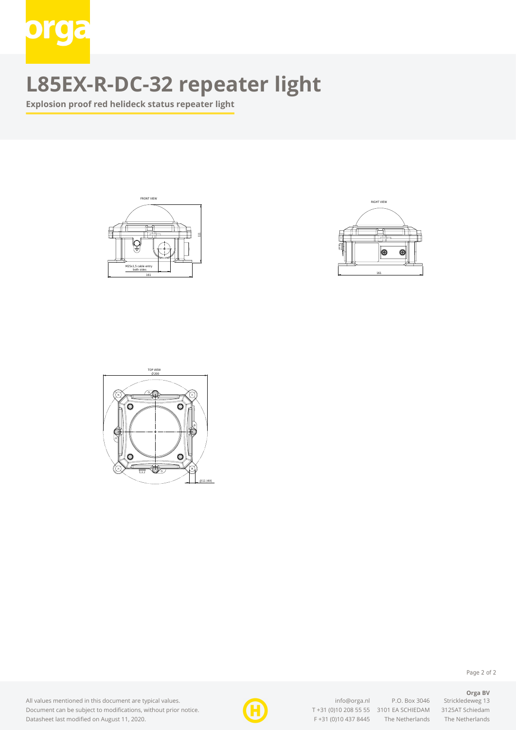# L85EX-R-DC-32 repeater light

**Explosion proof red helideck status repeater light**

FRONT VIEW

111

M25x1.5 cable entry
both sides

161

RIGHT VIEW

161

TOP VIEW
Ø 200

Ø 11 (4X)

All values mentioned in this document are typical values.
Document can be subject to modifications, without prior notice.
Datasheet last modified on August 11, 2020.

info@orga.nl
T +31 (0)10 208 55 55
F +31 (0)10 437 8445

P.O. Box 3046
3101 EA SCHIEDAM
The Netherlands

**Orga BV**
Strickledeweg 13
3125AT Schiedam
The Netherlands